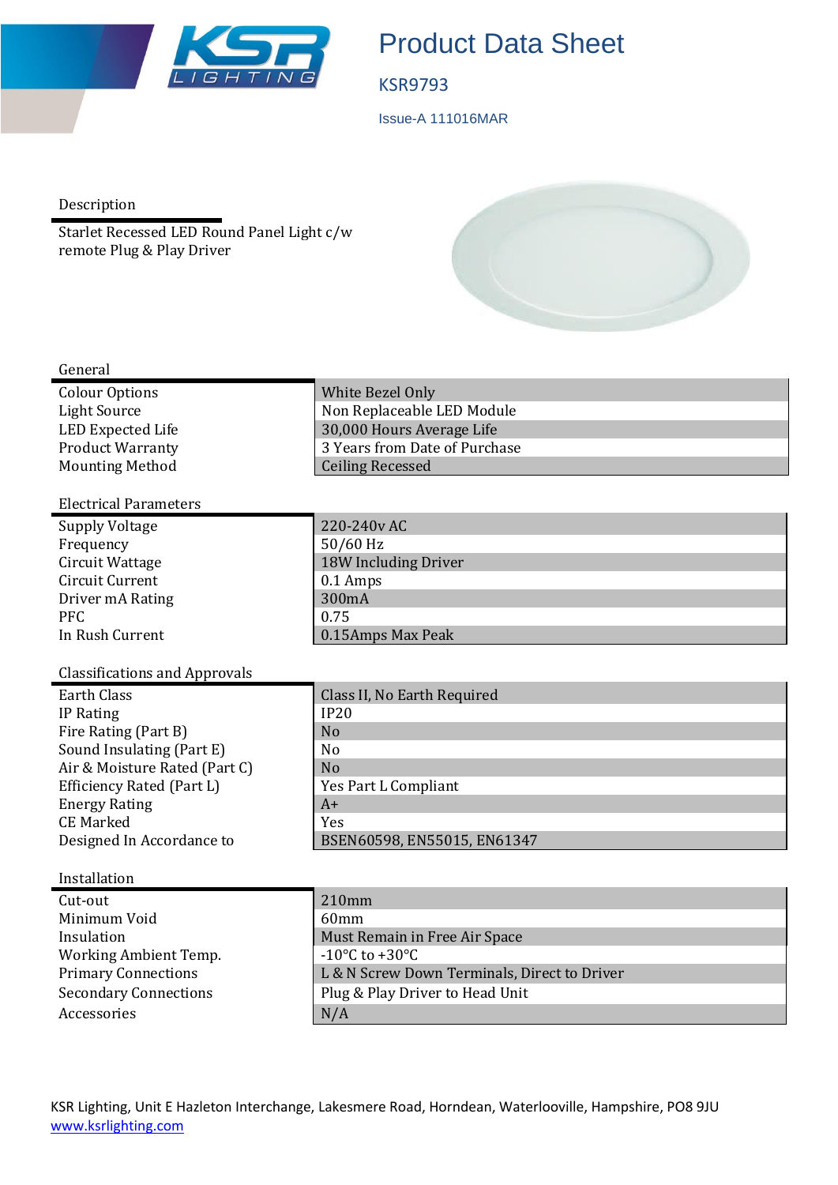# Product Data Sheet

KSR9793

Issue-A 111016MAR

## Description

Starlet Recessed LED Round Panel Light c/w remote Plug & Play Driver

## General

| | |
|---|---|
| Colour Options | White Bezel Only |
| Light Source | Non Replaceable LED Module |
| LED Expected Life | 30,000 Hours Average Life |
| Product Warranty | 3 Years from Date of Purchase |
| Mounting Method | Ceiling Recessed |

## Electrical Parameters

| | |
|---|---|
| Supply Voltage | 220-240v AC |
| Frequency | 50/60 Hz |
| Circuit Wattage | 18W Including Driver |
| Circuit Current | 0.1 Amps |
| Driver mA Rating | 300mA |
| PFC | 0.75 |
| In Rush Current | 0.15Amps Max Peak |

## Classifications and Approvals

| | |
|---|---|
| Earth Class | Class II, No Earth Required |
| IP Rating | IP20 |
| Fire Rating (Part B) | No |
| Sound Insulating (Part E) | No |
| Air & Moisture Rated (Part C) | No |
| Efficiency Rated (Part L) | Yes Part L Compliant |
| Energy Rating | A+ |
| CE Marked | Yes |
| Designed In Accordance to | BSEN60598, EN55015, EN61347 |

## Installation

| | |
|---|---|
| Cut-out | 210mm |
| Minimum Void | 60mm |
| Insulation | Must Remain in Free Air Space |
| Working Ambient Temp. | -10°C to +30°C |
| Primary Connections | L & N Screw Down Terminals, Direct to Driver |
| Secondary Connections | Plug & Play Driver to Head Unit |
| Accessories | N/A |

KSR Lighting, Unit E Hazleton Interchange, Lakesmere Road, Horndean, Waterlooville, Hampshire, PO8 9JU
www.ksrlighting.com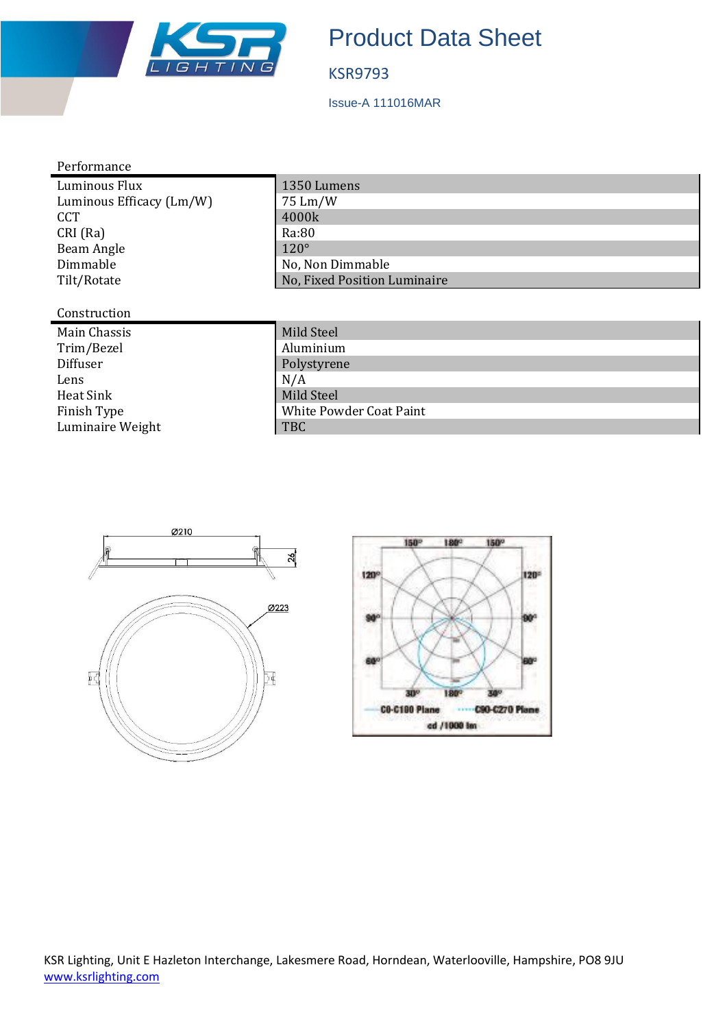# Product Data Sheet

KSR9793

Issue-A 111016MAR

Performance

| | |
|---|---|
| Luminous Flux | 1350 Lumens |
| Luminous Efficacy (Lm/W) | 75 Lm/W |
| CCT | 4000k |
| CRI (Ra) | Ra:80 |
| Beam Angle | 120° |
| Dimmable | No, Non Dimmable |
| Tilt/Rotate | No, Fixed Position Luminaire |

Construction

| | |
|---|---|
| Main Chassis | Mild Steel |
| Trim/Bezel | Aluminium |
| Diffuser | Polystyrene |
| Lens | N/A |
| Heat Sink | Mild Steel |
| Finish Type | White Powder Coat Paint |
| Luminaire Weight | TBC |

Ø210

26

Ø223

150° 180° 150°

120° 120°

90° 90°

60° 60°

30° 180° 30°

C0-C180 Plane C90-C270 Plane

cd /1000 lm

KSR Lighting, Unit E Hazleton Interchange, Lakesmere Road, Horndean, Waterlooville, Hampshire, PO8 9JU
www.ksrlighting.com